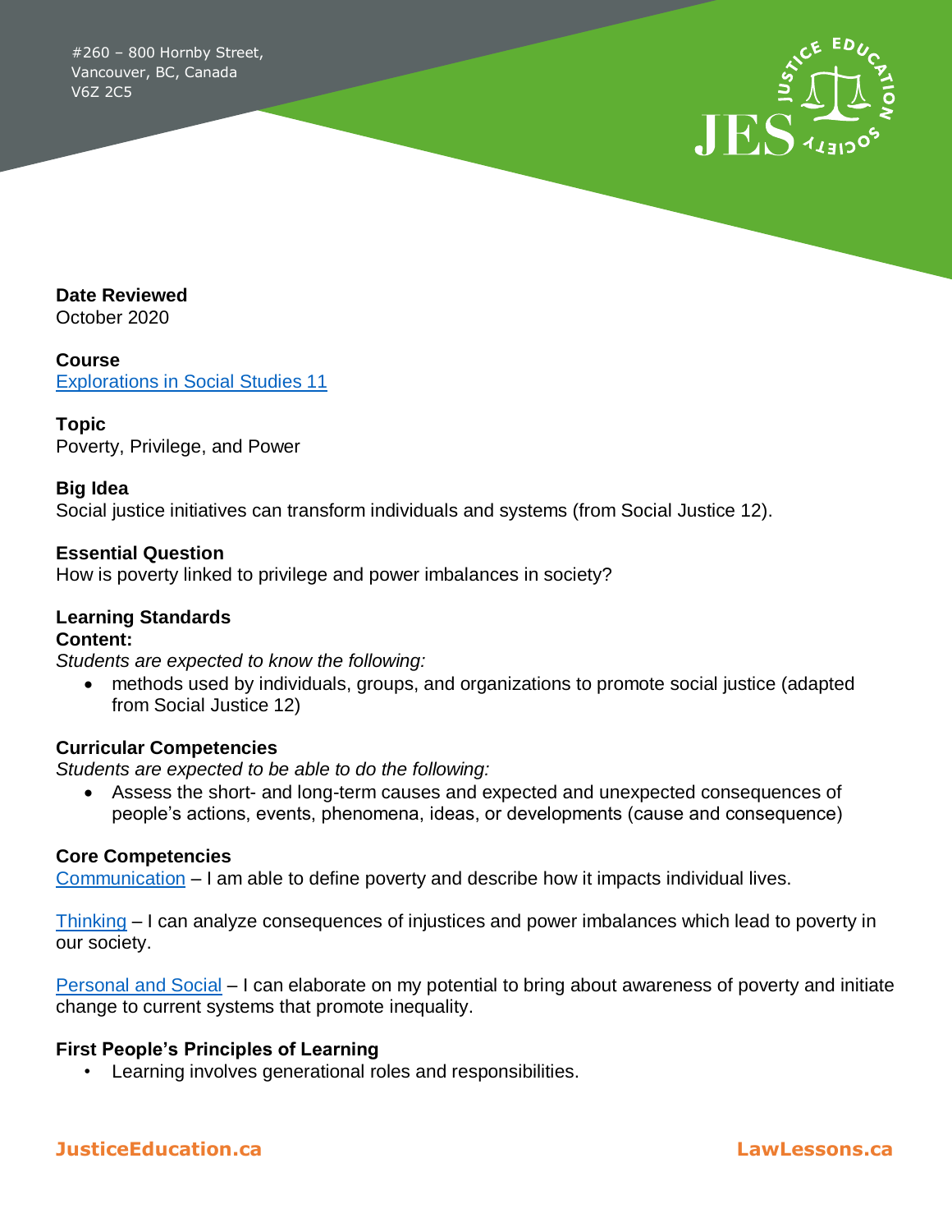#260 – 800 Hornby Street,
Vancouver, BC, Canada
V6Z 2C5

**Date Reviewed**
October 2020

**Course**
Explorations in Social Studies 11

**Topic**
Poverty, Privilege, and Power

**Big Idea**
Social justice initiatives can transform individuals and systems (from Social Justice 12).

**Essential Question**
How is poverty linked to privilege and power imbalances in society?

**Learning Standards**
**Content:**
*Students are expected to know the following:*

- methods used by individuals, groups, and organizations to promote social justice (adapted from Social Justice 12)

**Curricular Competencies**
*Students are expected to be able to do the following:*

- Assess the short- and long-term causes and expected and unexpected consequences of people's actions, events, phenomena, ideas, or developments (cause and consequence)

**Core Competencies**
Communication – I am able to define poverty and describe how it impacts individual lives.

Thinking – I can analyze consequences of injustices and power imbalances which lead to poverty in our society.

Personal and Social – I can elaborate on my potential to bring about awareness of poverty and initiate change to current systems that promote inequality.

**First People's Principles of Learning**

- Learning involves generational roles and responsibilities.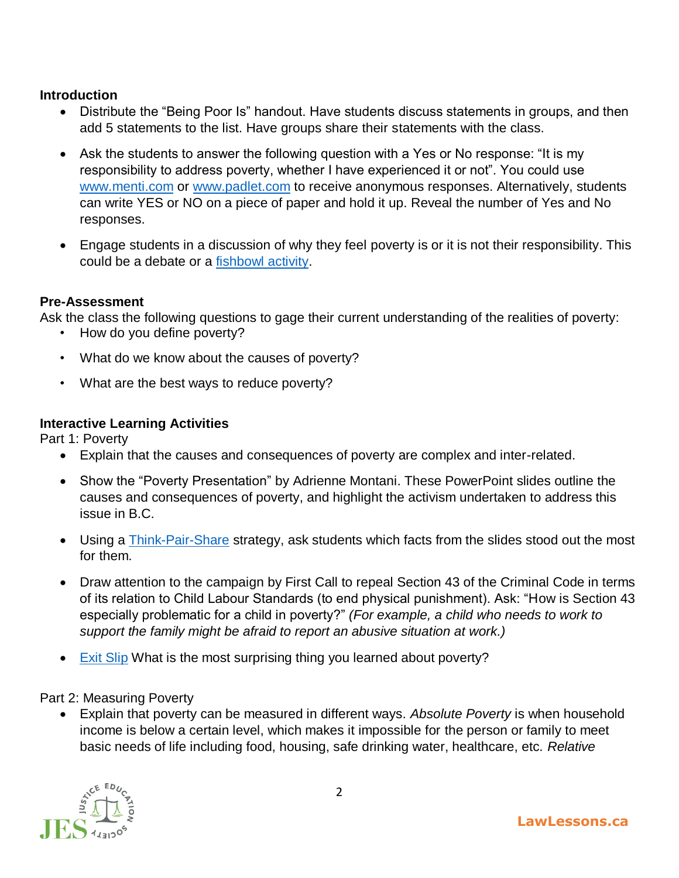**Introduction**

- Distribute the "Being Poor Is" handout. Have students discuss statements in groups, and then add 5 statements to the list. Have groups share their statements with the class.
- Ask the students to answer the following question with a Yes or No response: "It is my responsibility to address poverty, whether I have experienced it or not". You could use www.menti.com or www.padlet.com to receive anonymous responses. Alternatively, students can write YES or NO on a piece of paper and hold it up. Reveal the number of Yes and No responses.
- Engage students in a discussion of why they feel poverty is or it is not their responsibility. This could be a debate or a fishbowl activity.

**Pre-Assessment**

Ask the class the following questions to gage their current understanding of the realities of poverty:

- How do you define poverty?
- What do we know about the causes of poverty?
- What are the best ways to reduce poverty?

**Interactive Learning Activities**

Part 1: Poverty

- Explain that the causes and consequences of poverty are complex and inter-related.
- Show the "Poverty Presentation" by Adrienne Montani. These PowerPoint slides outline the causes and consequences of poverty, and highlight the activism undertaken to address this issue in B.C.
- Using a Think-Pair-Share strategy, ask students which facts from the slides stood out the most for them.
- Draw attention to the campaign by First Call to repeal Section 43 of the Criminal Code in terms of its relation to Child Labour Standards (to end physical punishment). Ask: "How is Section 43 especially problematic for a child in poverty?" *(For example, a child who needs to work to support the family might be afraid to report an abusive situation at work.)*
- Exit Slip What is the most surprising thing you learned about poverty?

Part 2: Measuring Poverty

- Explain that poverty can be measured in different ways. *Absolute Poverty* is when household income is below a certain level, which makes it impossible for the person or family to meet basic needs of life including food, housing, safe drinking water, healthcare, etc. *Relative*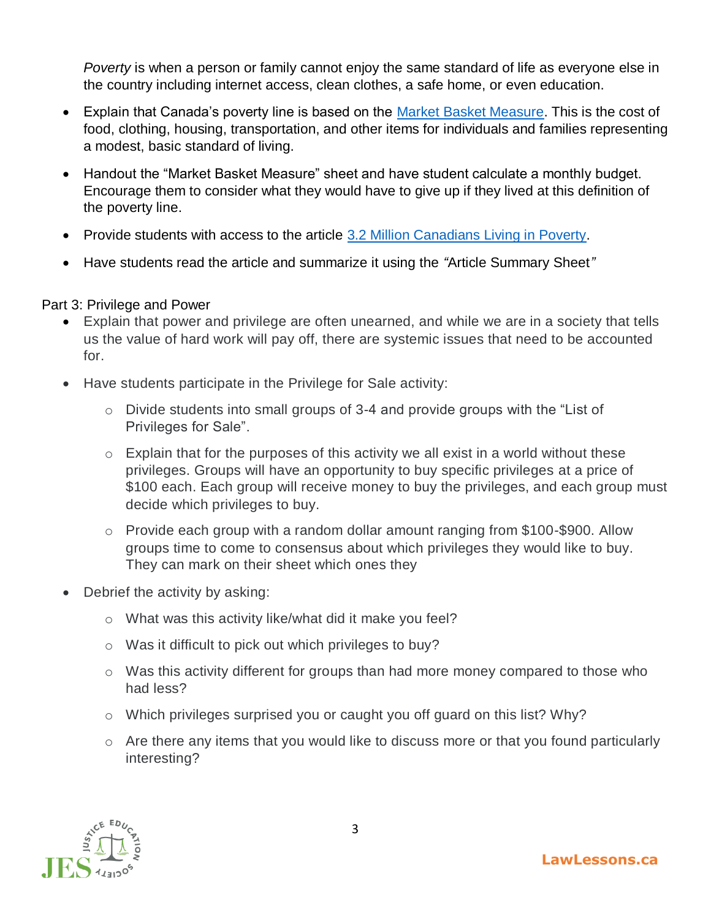*Poverty* is when a person or family cannot enjoy the same standard of life as everyone else in the country including internet access, clean clothes, a safe home, or even education.

- Explain that Canada's poverty line is based on the Market Basket Measure. This is the cost of food, clothing, housing, transportation, and other items for individuals and families representing a modest, basic standard of living.
- Handout the "Market Basket Measure" sheet and have student calculate a monthly budget. Encourage them to consider what they would have to give up if they lived at this definition of the poverty line.
- Provide students with access to the article 3.2 Million Canadians Living in Poverty.
- Have students read the article and summarize it using the "Article Summary Sheet"

Part 3: Privilege and Power

- Explain that power and privilege are often unearned, and while we are in a society that tells us the value of hard work will pay off, there are systemic issues that need to be accounted for.
- Have students participate in the Privilege for Sale activity:
  - Divide students into small groups of 3-4 and provide groups with the "List of Privileges for Sale".
  - Explain that for the purposes of this activity we all exist in a world without these privileges. Groups will have an opportunity to buy specific privileges at a price of $100 each. Each group will receive money to buy the privileges, and each group must decide which privileges to buy.
  - Provide each group with a random dollar amount ranging from $100-$900. Allow groups time to come to consensus about which privileges they would like to buy. They can mark on their sheet which ones they
- Debrief the activity by asking:
  - What was this activity like/what did it make you feel?
  - Was it difficult to pick out which privileges to buy?
  - Was this activity different for groups than had more money compared to those who had less?
  - Which privileges surprised you or caught you off guard on this list? Why?
  - Are there any items that you would like to discuss more or that you found particularly interesting?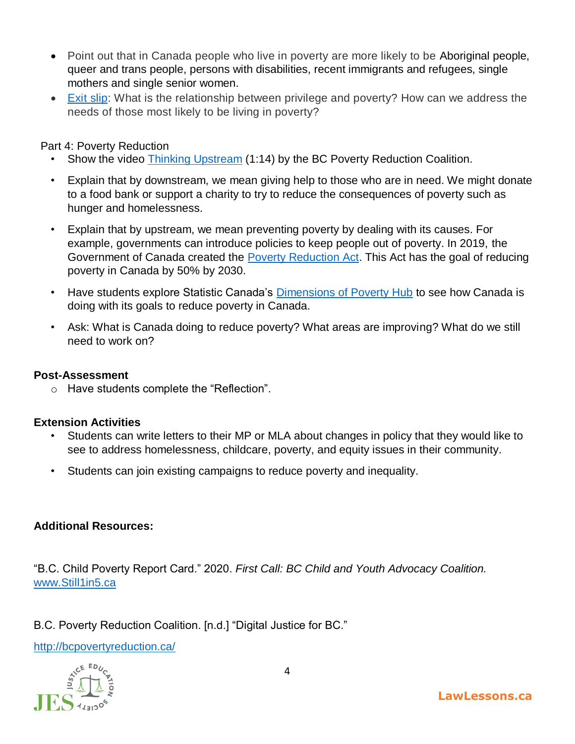- Point out that in Canada people who live in poverty are more likely to be Aboriginal people, queer and trans people, persons with disabilities, recent immigrants and refugees, single mothers and single senior women.
- Exit slip: What is the relationship between privilege and poverty? How can we address the needs of those most likely to be living in poverty?

Part 4: Poverty Reduction

- Show the video Thinking Upstream (1:14) by the BC Poverty Reduction Coalition.
- Explain that by downstream, we mean giving help to those who are in need. We might donate to a food bank or support a charity to try to reduce the consequences of poverty such as hunger and homelessness.
- Explain that by upstream, we mean preventing poverty by dealing with its causes. For example, governments can introduce policies to keep people out of poverty. In 2019, the Government of Canada created the Poverty Reduction Act. This Act has the goal of reducing poverty in Canada by 50% by 2030.
- Have students explore Statistic Canada's Dimensions of Poverty Hub to see how Canada is doing with its goals to reduce poverty in Canada.
- Ask: What is Canada doing to reduce poverty? What areas are improving? What do we still need to work on?

**Post-Assessment**

- Have students complete the "Reflection".

**Extension Activities**

- Students can write letters to their MP or MLA about changes in policy that they would like to see to address homelessness, childcare, poverty, and equity issues in their community.
- Students can join existing campaigns to reduce poverty and inequality.

**Additional Resources:**

"B.C. Child Poverty Report Card." 2020. *First Call: BC Child and Youth Advocacy Coalition.* www.Still1in5.ca

B.C. Poverty Reduction Coalition. [n.d.] "Digital Justice for BC."

http://bcpovertyreduction.ca/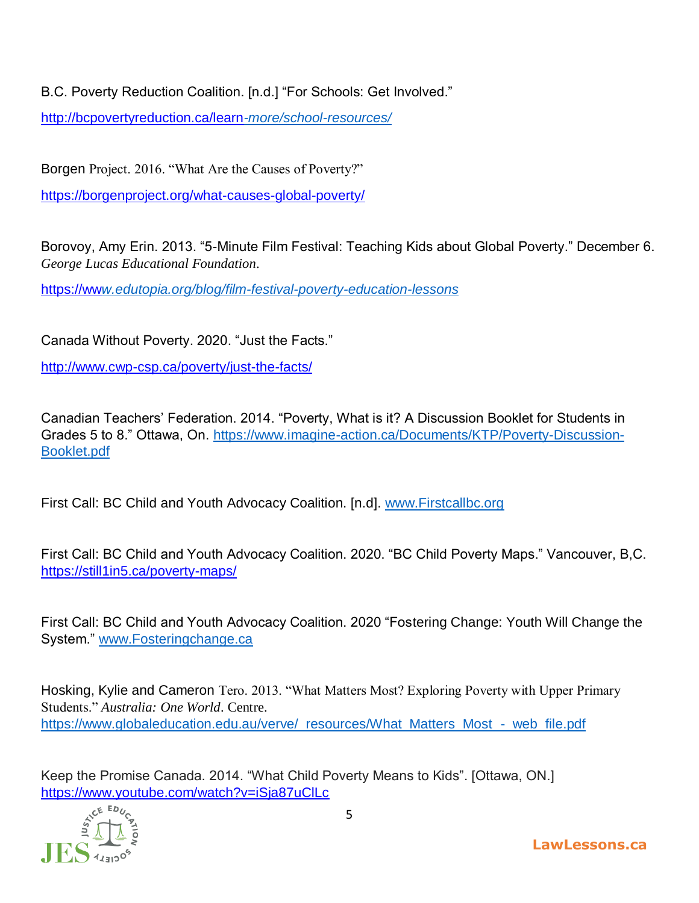B.C. Poverty Reduction Coalition. [n.d.] “For Schools: Get Involved.”

http://bcpovertyreduction.ca/learn-more/school-resources/

Borgen Project. 2016. “What Are the Causes of Poverty?”

https://borgenproject.org/what-causes-global-poverty/

Borovoy, Amy Erin. 2013. “5-Minute Film Festival: Teaching Kids about Global Poverty.” December 6. *George Lucas Educational Foundation*.

https://www.edutopia.org/blog/film-festival-poverty-education-lessons

Canada Without Poverty. 2020. “Just the Facts.”

http://www.cwp-csp.ca/poverty/just-the-facts/

Canadian Teachers’ Federation. 2014. “Poverty, What is it? A Discussion Booklet for Students in Grades 5 to 8.” Ottawa, On. https://www.imagine-action.ca/Documents/KTP/Poverty-Discussion-Booklet.pdf

First Call: BC Child and Youth Advocacy Coalition. [n.d]. www.Firstcallbc.org

First Call: BC Child and Youth Advocacy Coalition. 2020. “BC Child Poverty Maps.” Vancouver, B,C. https://still1in5.ca/poverty-maps/

First Call: BC Child and Youth Advocacy Coalition. 2020 “Fostering Change: Youth Will Change the System.” www.Fosteringchange.ca

Hosking, Kylie and Cameron Tero. 2013. “What Matters Most? Exploring Poverty with Upper Primary Students.” *Australia: One World*. Centre. https://www.globaleducation.edu.au/verve/_resources/What_Matters_Most_-_web_file.pdf

Keep the Promise Canada. 2014. “What Child Poverty Means to Kids”. [Ottawa, ON.] https://www.youtube.com/watch?v=iSja87uClLc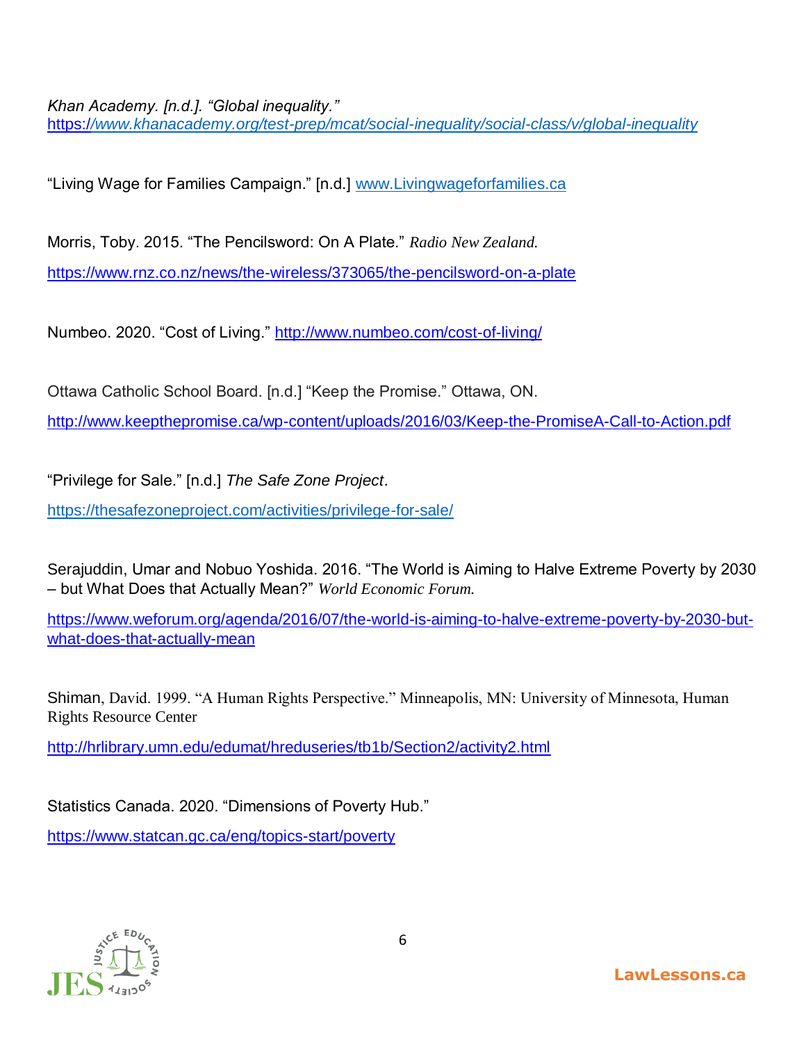*Khan Academy. [n.d.]. "Global inequality."* *https://www.khanacademy.org/test-prep/mcat/social-inequality/social-class/v/global-inequality*

"Living Wage for Families Campaign." [n.d.] www.Livingwageforfamilies.ca

Morris, Toby. 2015. "The Pencilsword: On A Plate." *Radio New Zealand.*

https://www.rnz.co.nz/news/the-wireless/373065/the-pencilsword-on-a-plate

Numbeo. 2020. "Cost of Living." http://www.numbeo.com/cost-of-living/

Ottawa Catholic School Board. [n.d.] "Keep the Promise." Ottawa, ON.

http://www.keepthepromise.ca/wp-content/uploads/2016/03/Keep-the-PromiseA-Call-to-Action.pdf

"Privilege for Sale." [n.d.] *The Safe Zone Project*.

https://thesafezoneproject.com/activities/privilege-for-sale/

Serajuddin, Umar and Nobuo Yoshida. 2016. "The World is Aiming to Halve Extreme Poverty by 2030 – but What Does that Actually Mean?" *World Economic Forum.*

https://www.weforum.org/agenda/2016/07/the-world-is-aiming-to-halve-extreme-poverty-by-2030-but-what-does-that-actually-mean

Shiman, David. 1999. "A Human Rights Perspective." Minneapolis, MN: University of Minnesota, Human Rights Resource Center

http://hrlibrary.umn.edu/edumat/hreduseries/tb1b/Section2/activity2.html

Statistics Canada. 2020. "Dimensions of Poverty Hub."

https://www.statcan.gc.ca/eng/topics-start/poverty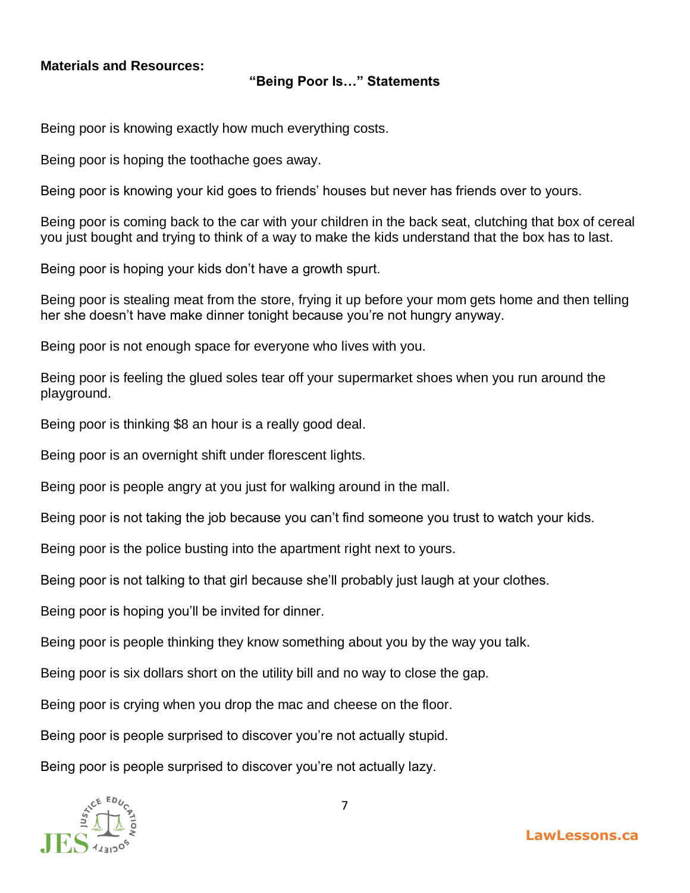**Materials and Resources:**

## "Being Poor Is…" Statements

Being poor is knowing exactly how much everything costs.

Being poor is hoping the toothache goes away.

Being poor is knowing your kid goes to friends' houses but never has friends over to yours.

Being poor is coming back to the car with your children in the back seat, clutching that box of cereal you just bought and trying to think of a way to make the kids understand that the box has to last.

Being poor is hoping your kids don't have a growth spurt.

Being poor is stealing meat from the store, frying it up before your mom gets home and then telling her she doesn't have make dinner tonight because you're not hungry anyway.

Being poor is not enough space for everyone who lives with you.

Being poor is feeling the glued soles tear off your supermarket shoes when you run around the playground.

Being poor is thinking $8 an hour is a really good deal.

Being poor is an overnight shift under florescent lights.

Being poor is people angry at you just for walking around in the mall.

Being poor is not taking the job because you can't find someone you trust to watch your kids.

Being poor is the police busting into the apartment right next to yours.

Being poor is not talking to that girl because she'll probably just laugh at your clothes.

Being poor is hoping you'll be invited for dinner.

Being poor is people thinking they know something about you by the way you talk.

Being poor is six dollars short on the utility bill and no way to close the gap.

Being poor is crying when you drop the mac and cheese on the floor.

Being poor is people surprised to discover you're not actually stupid.

Being poor is people surprised to discover you're not actually lazy.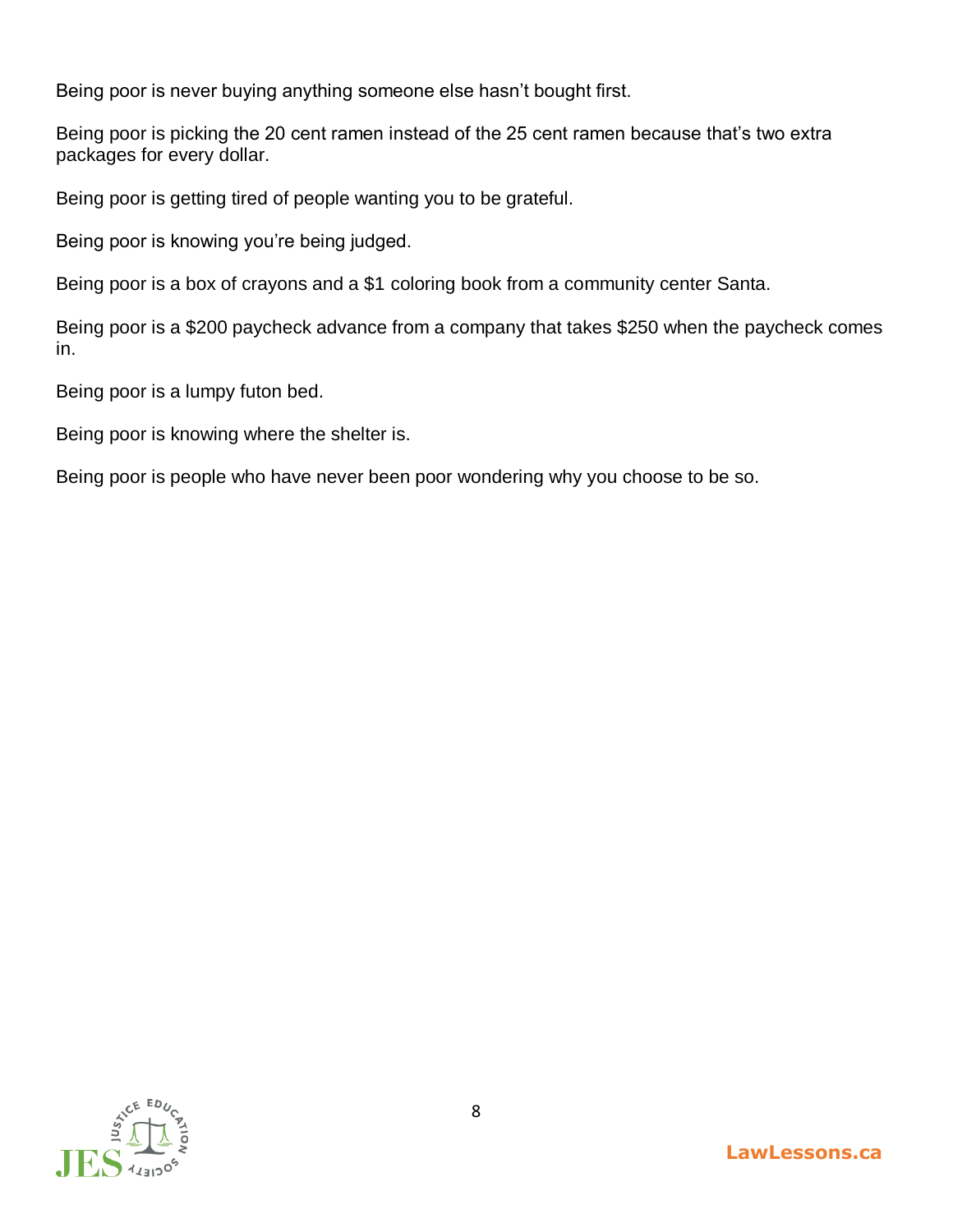Being poor is never buying anything someone else hasn’t bought first.

Being poor is picking the 20 cent ramen instead of the 25 cent ramen because that’s two extra packages for every dollar.

Being poor is getting tired of people wanting you to be grateful.

Being poor is knowing you’re being judged.

Being poor is a box of crayons and a $1 coloring book from a community center Santa.

Being poor is a $200 paycheck advance from a company that takes $250 when the paycheck comes in.

Being poor is a lumpy futon bed.

Being poor is knowing where the shelter is.

Being poor is people who have never been poor wondering why you choose to be so.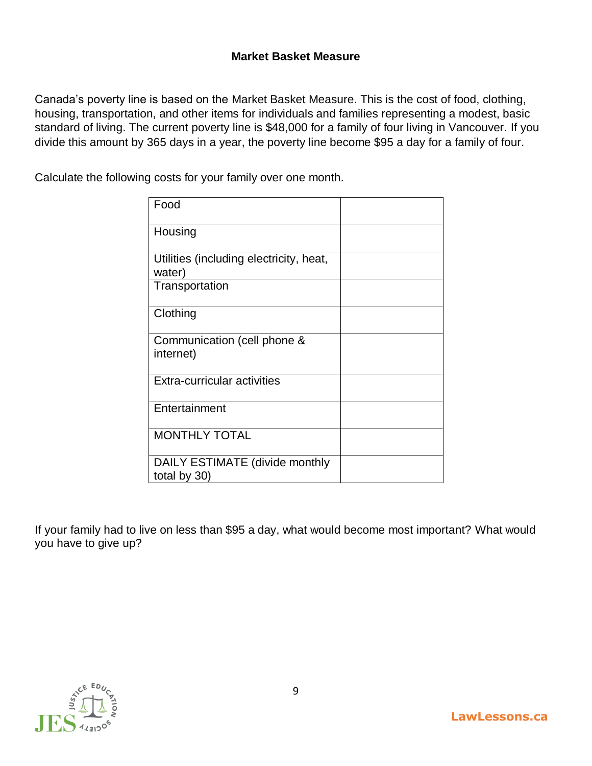## Market Basket Measure

Canada's poverty line is based on the Market Basket Measure. This is the cost of food, clothing, housing, transportation, and other items for individuals and families representing a modest, basic standard of living. The current poverty line is $48,000 for a family of four living in Vancouver. If you divide this amount by 365 days in a year, the poverty line become $95 a day for a family of four.

Calculate the following costs for your family over one month.

| | |
|---|---|
| Food | |
| Housing | |
| Utilities (including electricity, heat, water) | |
| Transportation | |
| Clothing | |
| Communication (cell phone & internet) | |
| Extra-curricular activities | |
| Entertainment | |
| MONTHLY TOTAL | |
| DAILY ESTIMATE (divide monthly total by 30) | |

If your family had to live on less than $95 a day, what would become most important? What would you have to give up?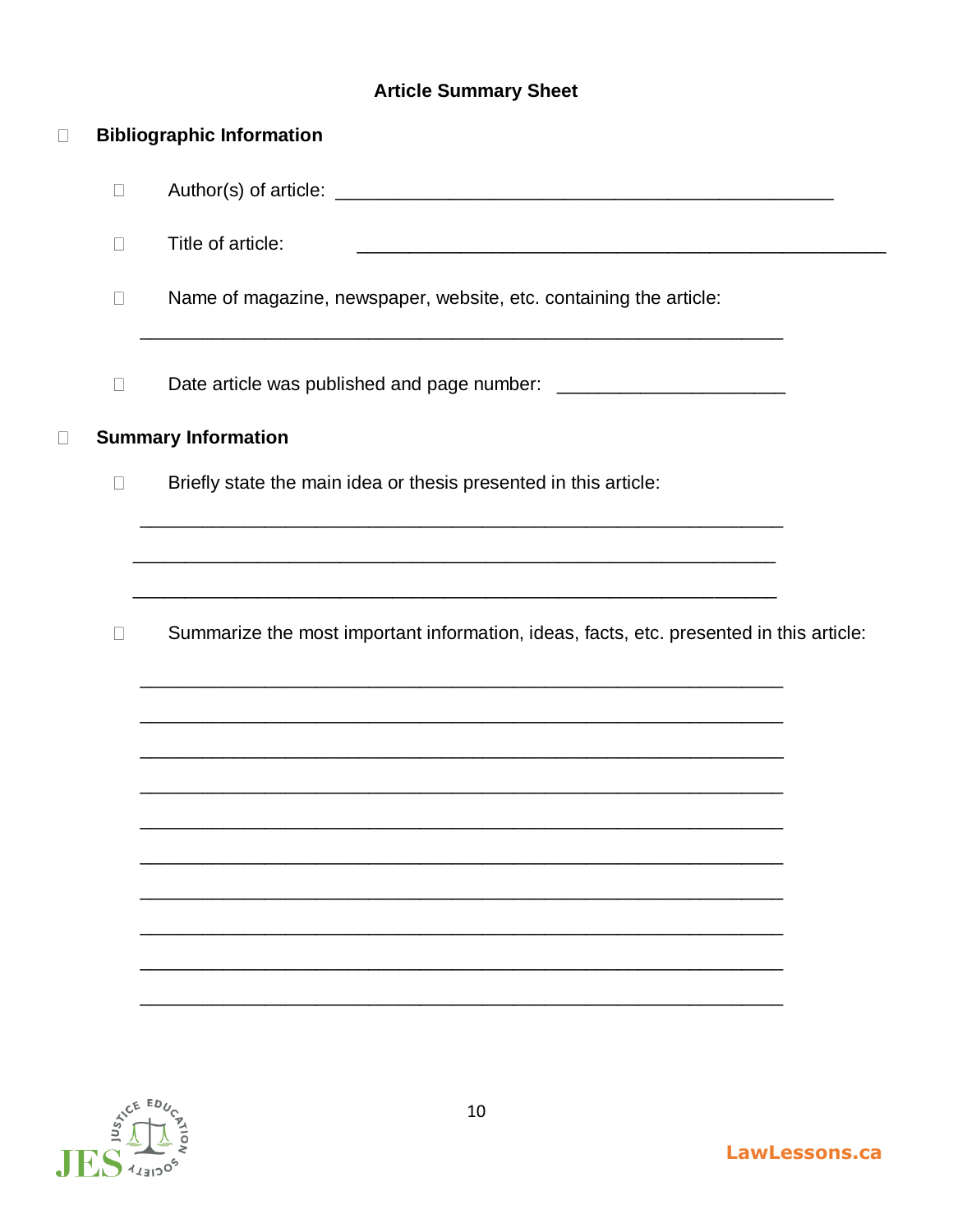# Article Summary Sheet

- **Bibliographic Information**

  - Author(s) of article: ________________________________________________

  - Title of article: ________________________________________________

  - Name of magazine, newspaper, website, etc. containing the article:

    ____________________________________________________________

  - Date article was published and page number: ______________________

- **Summary Information**

  - Briefly state the main idea or thesis presented in this article:

    ____________________________________________________________

    ____________________________________________________________

    ____________________________________________________________

  - Summarize the most important information, ideas, facts, etc. presented in this article:

    ____________________________________________________________

    ____________________________________________________________

    ____________________________________________________________

    ____________________________________________________________

    ____________________________________________________________

    ____________________________________________________________

    ____________________________________________________________

    ____________________________________________________________

    ____________________________________________________________

    ____________________________________________________________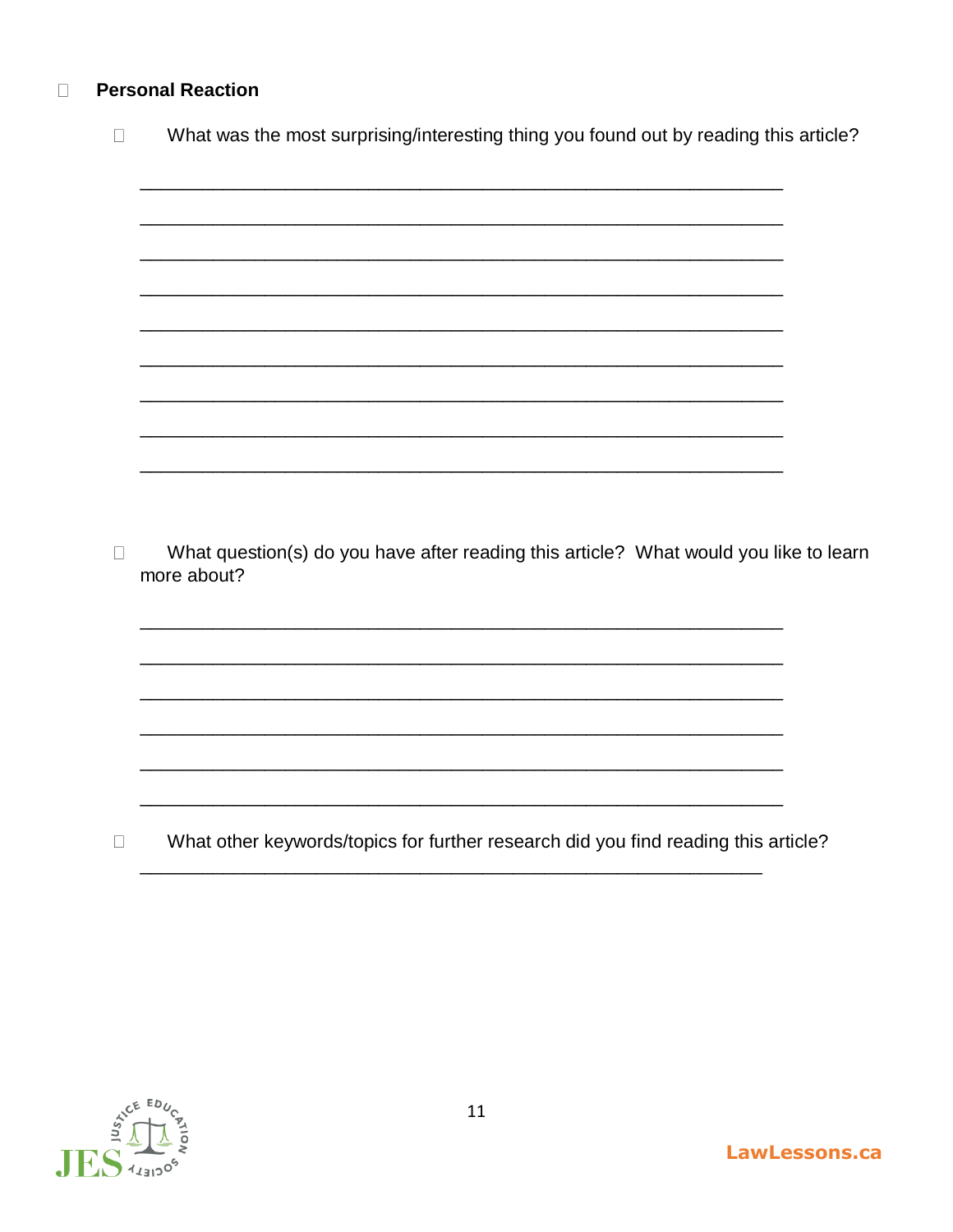- **Personal Reaction**

  - What was the most surprising/interesting thing you found out by reading this article?

    ___________________________________________________________

    ___________________________________________________________

    ___________________________________________________________

    ___________________________________________________________

    ___________________________________________________________

    ___________________________________________________________

    ___________________________________________________________

    ___________________________________________________________

    ___________________________________________________________

  - What question(s) do you have after reading this article? What would you like to learn more about?

    ___________________________________________________________

    ___________________________________________________________

    ___________________________________________________________

    ___________________________________________________________

    ___________________________________________________________

    ___________________________________________________________

  - What other keywords/topics for further research did you find reading this article?

    ___________________________________________________________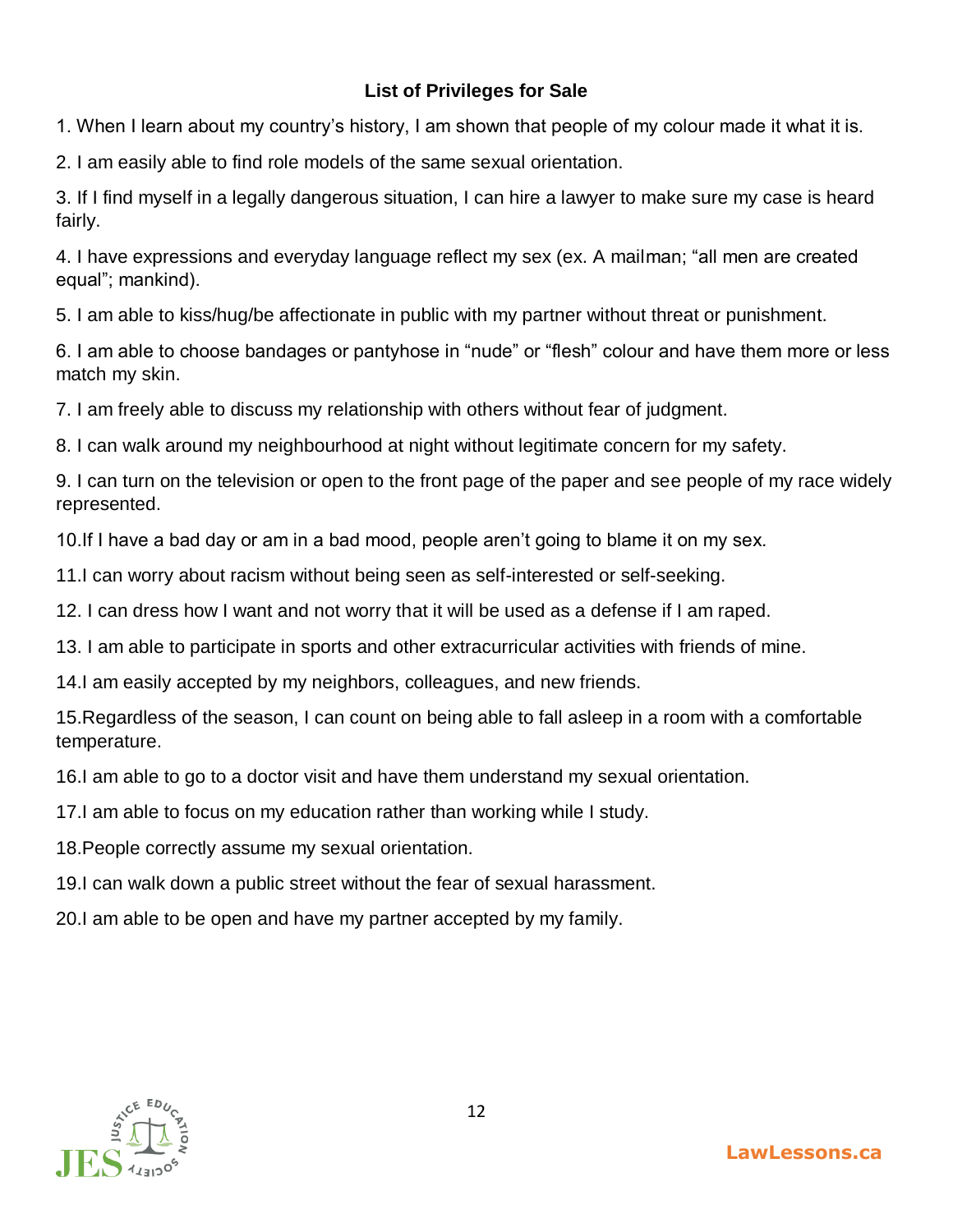**List of Privileges for Sale**

1. When I learn about my country's history, I am shown that people of my colour made it what it is.
2. I am easily able to find role models of the same sexual orientation.
3. If I find myself in a legally dangerous situation, I can hire a lawyer to make sure my case is heard fairly.
4. I have expressions and everyday language reflect my sex (ex. A mailman; "all men are created equal"; mankind).
5. I am able to kiss/hug/be affectionate in public with my partner without threat or punishment.
6. I am able to choose bandages or pantyhose in "nude" or "flesh" colour and have them more or less match my skin.
7. I am freely able to discuss my relationship with others without fear of judgment.
8. I can walk around my neighbourhood at night without legitimate concern for my safety.
9. I can turn on the television or open to the front page of the paper and see people of my race widely represented.
10. If I have a bad day or am in a bad mood, people aren't going to blame it on my sex.
11. I can worry about racism without being seen as self-interested or self-seeking.
12. I can dress how I want and not worry that it will be used as a defense if I am raped.
13. I am able to participate in sports and other extracurricular activities with friends of mine.
14. I am easily accepted by my neighbors, colleagues, and new friends.
15. Regardless of the season, I can count on being able to fall asleep in a room with a comfortable temperature.
16. I am able to go to a doctor visit and have them understand my sexual orientation.
17. I am able to focus on my education rather than working while I study.
18. People correctly assume my sexual orientation.
19. I can walk down a public street without the fear of sexual harassment.
20. I am able to be open and have my partner accepted by my family.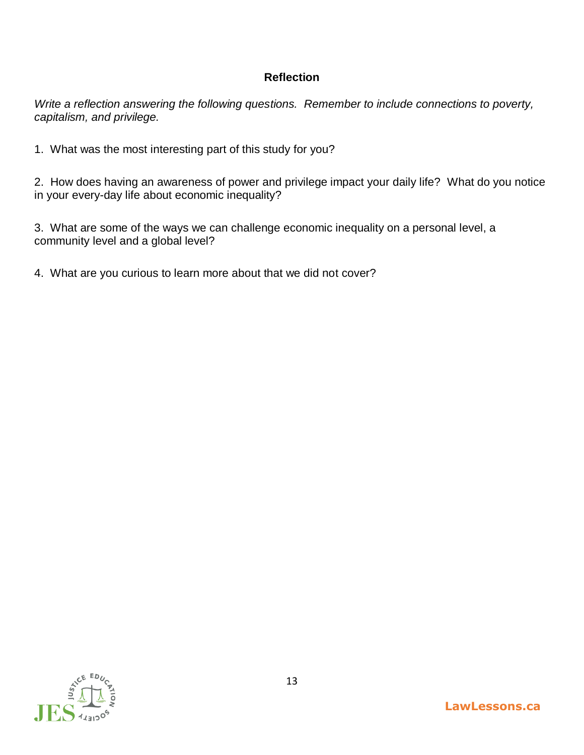## Reflection

*Write a reflection answering the following questions. Remember to include connections to poverty, capitalism, and privilege.*

1. What was the most interesting part of this study for you?

2. How does having an awareness of power and privilege impact your daily life? What do you notice in your every-day life about economic inequality?

3. What are some of the ways we can challenge economic inequality on a personal level, a community level and a global level?

4. What are you curious to learn more about that we did not cover?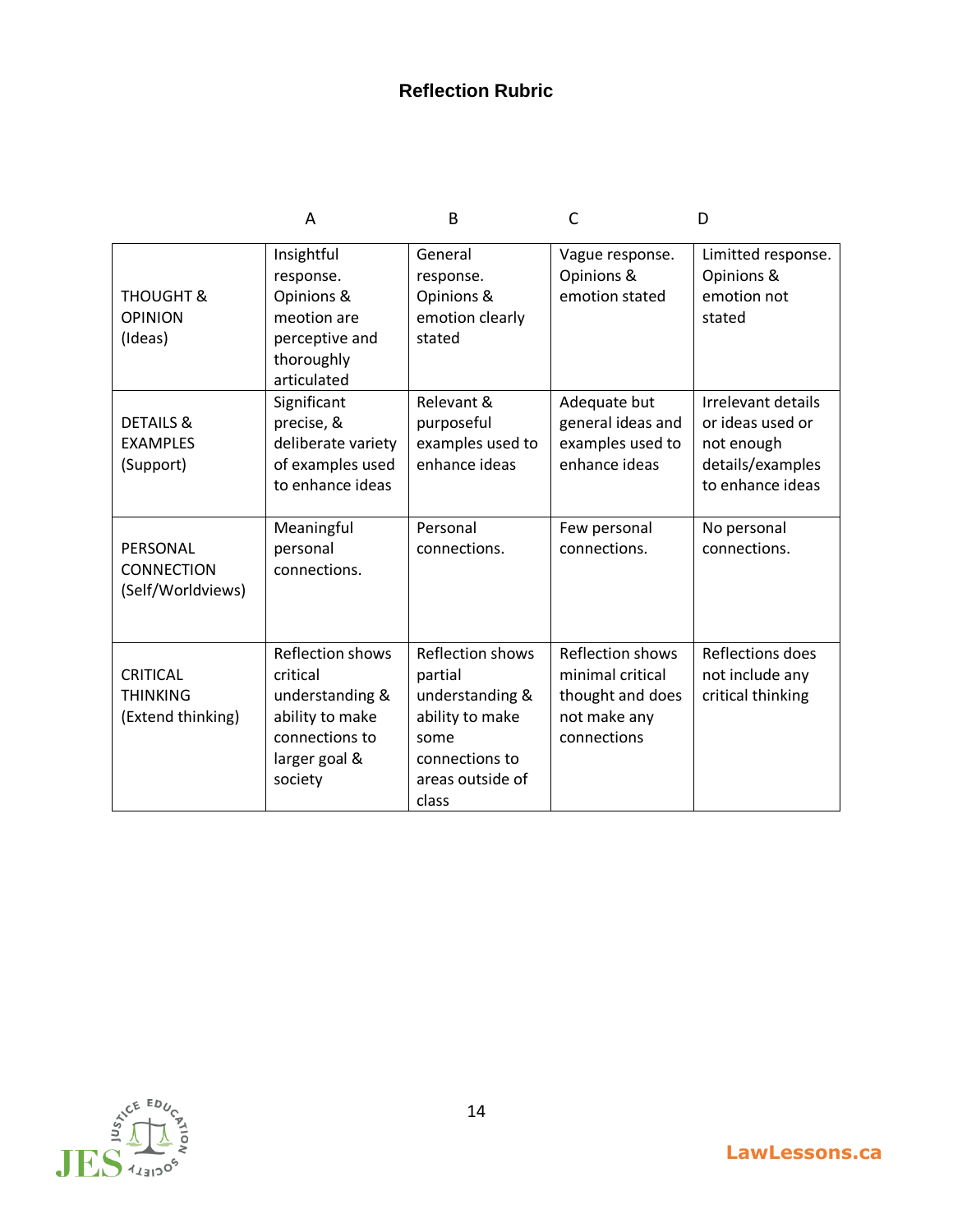# Reflection Rubric

| | A | B | C | D |
|---|---|---|---|---|
| THOUGHT & OPINION (Ideas) | Insightful response. Opinions & meotion are perceptive and thoroughly articulated | General response. Opinions & emotion clearly stated | Vague response. Opinions & emotion stated | Limitted response. Opinions & emotion not stated |
| DETAILS & EXAMPLES (Support) | Significant precise, & deliberate variety of examples used to enhance ideas | Relevant & purposeful examples used to enhance ideas | Adequate but general ideas and examples used to enhance ideas | Irrelevant details or ideas used or not enough details/examples to enhance ideas |
| PERSONAL CONNECTION (Self/Worldviews) | Meaningful personal connections. | Personal connections. | Few personal connections. | No personal connections. |
| CRITICAL THINKING (Extend thinking) | Reflection shows critical understanding & ability to make connections to larger goal & society | Reflection shows partial understanding & ability to make some connections to areas outside of class | Reflection shows minimal critical thought and does not make any connections | Reflections does not include any critical thinking |